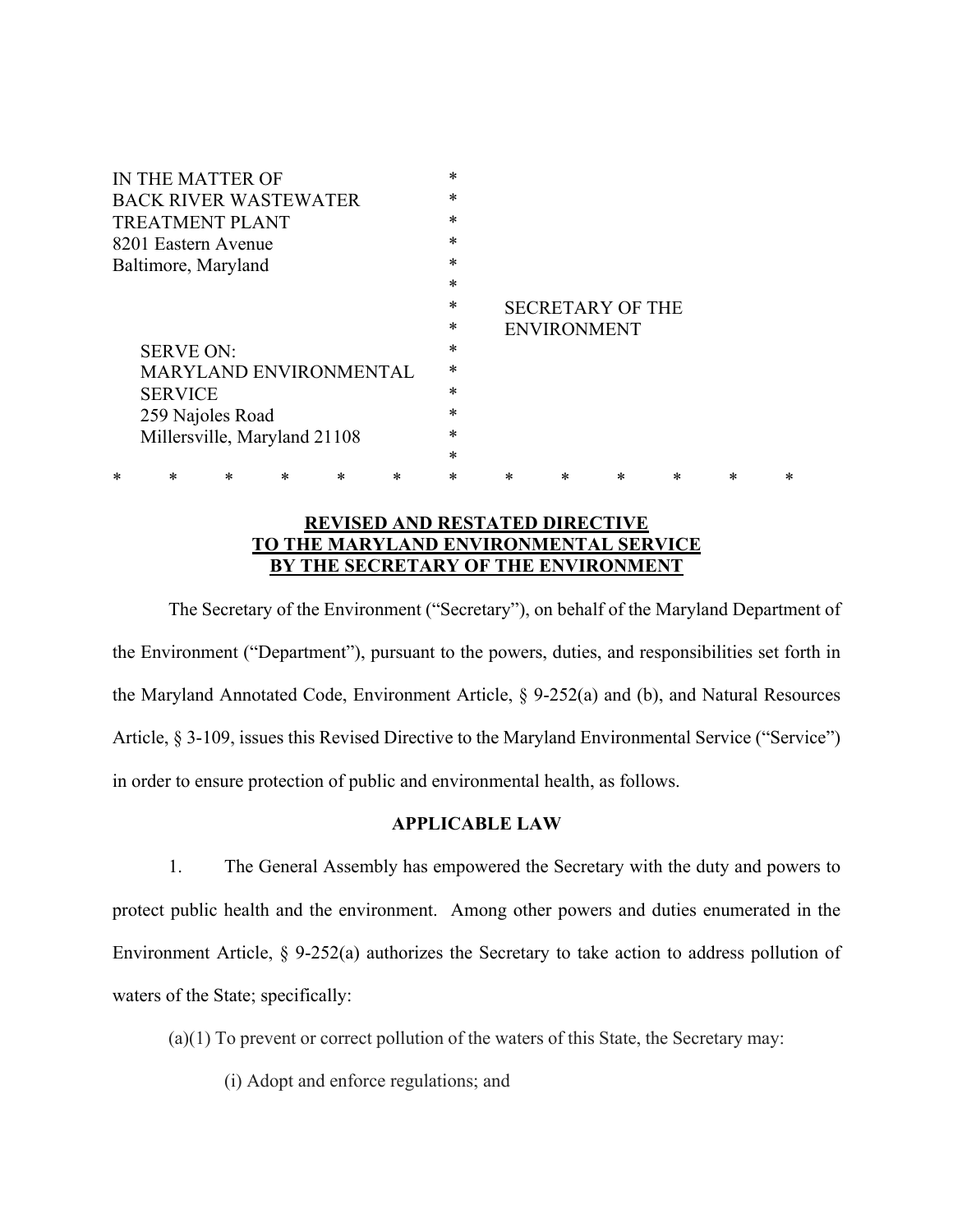IN THE MATTER OF
BACK RIVER WASTEWATER
TREATMENT PLANT
8201 Eastern Avenue
Baltimore, Maryland

SERVE ON:
MARYLAND ENVIRONMENTAL
SERVICE
259 Najoles Road
Millersville, Maryland 21108

SECRETARY OF THE
ENVIRONMENT

\* \* \* \* \* \* \* \* \* \* \* \* \*

**REVISED AND RESTATED DIRECTIVE**
**TO THE MARYLAND ENVIRONMENTAL SERVICE**
**BY THE SECRETARY OF THE ENVIRONMENT**

The Secretary of the Environment ("Secretary"), on behalf of the Maryland Department of the Environment ("Department"), pursuant to the powers, duties, and responsibilities set forth in the Maryland Annotated Code, Environment Article, § 9-252(a) and (b), and Natural Resources Article, § 3-109, issues this Revised Directive to the Maryland Environmental Service ("Service") in order to ensure protection of public and environmental health, as follows.

**APPLICABLE LAW**

1. The General Assembly has empowered the Secretary with the duty and powers to protect public health and the environment. Among other powers and duties enumerated in the Environment Article, § 9-252(a) authorizes the Secretary to take action to address pollution of waters of the State; specifically:

(a)(1) To prevent or correct pollution of the waters of this State, the Secretary may:

(i) Adopt and enforce regulations; and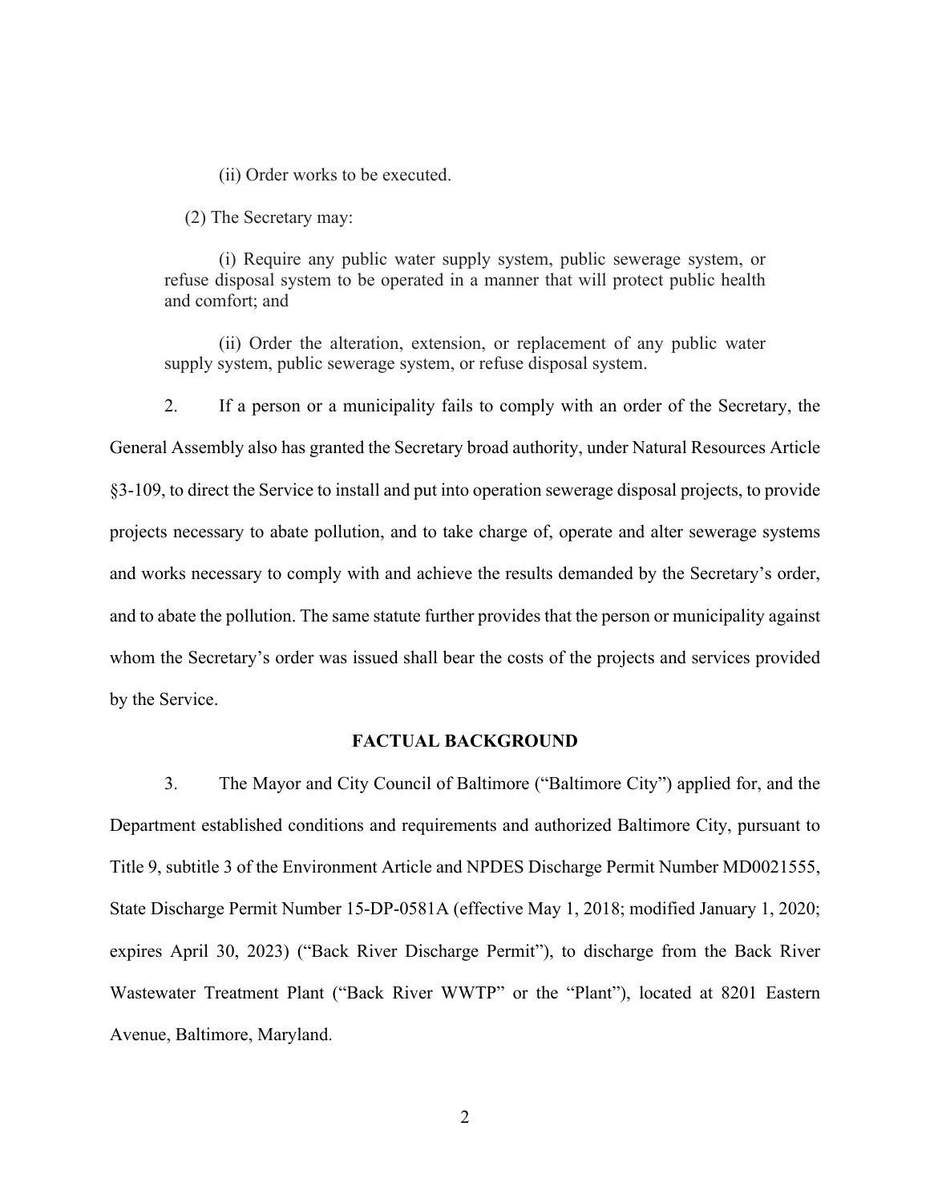(ii) Order works to be executed.

(2) The Secretary may:

(i) Require any public water supply system, public sewerage system, or refuse disposal system to be operated in a manner that will protect public health and comfort; and

(ii) Order the alteration, extension, or replacement of any public water supply system, public sewerage system, or refuse disposal system.

2. If a person or a municipality fails to comply with an order of the Secretary, the General Assembly also has granted the Secretary broad authority, under Natural Resources Article §3-109, to direct the Service to install and put into operation sewerage disposal projects, to provide projects necessary to abate pollution, and to take charge of, operate and alter sewerage systems and works necessary to comply with and achieve the results demanded by the Secretary's order, and to abate the pollution. The same statute further provides that the person or municipality against whom the Secretary's order was issued shall bear the costs of the projects and services provided by the Service.

## FACTUAL BACKGROUND

3. The Mayor and City Council of Baltimore ("Baltimore City") applied for, and the Department established conditions and requirements and authorized Baltimore City, pursuant to Title 9, subtitle 3 of the Environment Article and NPDES Discharge Permit Number MD0021555, State Discharge Permit Number 15-DP-0581A (effective May 1, 2018; modified January 1, 2020; expires April 30, 2023) ("Back River Discharge Permit"), to discharge from the Back River Wastewater Treatment Plant ("Back River WWTP" or the "Plant"), located at 8201 Eastern Avenue, Baltimore, Maryland.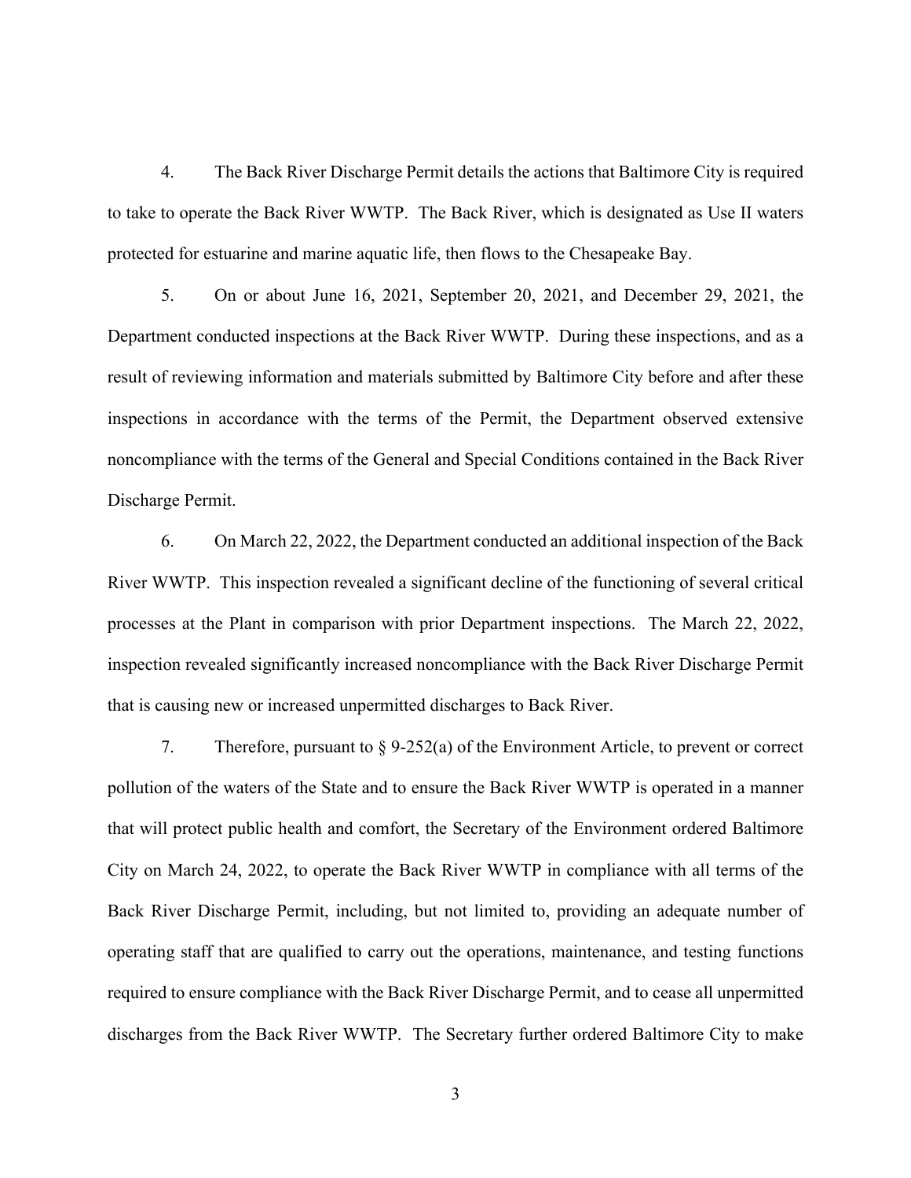4. The Back River Discharge Permit details the actions that Baltimore City is required to take to operate the Back River WWTP. The Back River, which is designated as Use II waters protected for estuarine and marine aquatic life, then flows to the Chesapeake Bay.

5. On or about June 16, 2021, September 20, 2021, and December 29, 2021, the Department conducted inspections at the Back River WWTP. During these inspections, and as a result of reviewing information and materials submitted by Baltimore City before and after these inspections in accordance with the terms of the Permit, the Department observed extensive noncompliance with the terms of the General and Special Conditions contained in the Back River Discharge Permit.

6. On March 22, 2022, the Department conducted an additional inspection of the Back River WWTP. This inspection revealed a significant decline of the functioning of several critical processes at the Plant in comparison with prior Department inspections. The March 22, 2022, inspection revealed significantly increased noncompliance with the Back River Discharge Permit that is causing new or increased unpermitted discharges to Back River.

7. Therefore, pursuant to § 9-252(a) of the Environment Article, to prevent or correct pollution of the waters of the State and to ensure the Back River WWTP is operated in a manner that will protect public health and comfort, the Secretary of the Environment ordered Baltimore City on March 24, 2022, to operate the Back River WWTP in compliance with all terms of the Back River Discharge Permit, including, but not limited to, providing an adequate number of operating staff that are qualified to carry out the operations, maintenance, and testing functions required to ensure compliance with the Back River Discharge Permit, and to cease all unpermitted discharges from the Back River WWTP. The Secretary further ordered Baltimore City to make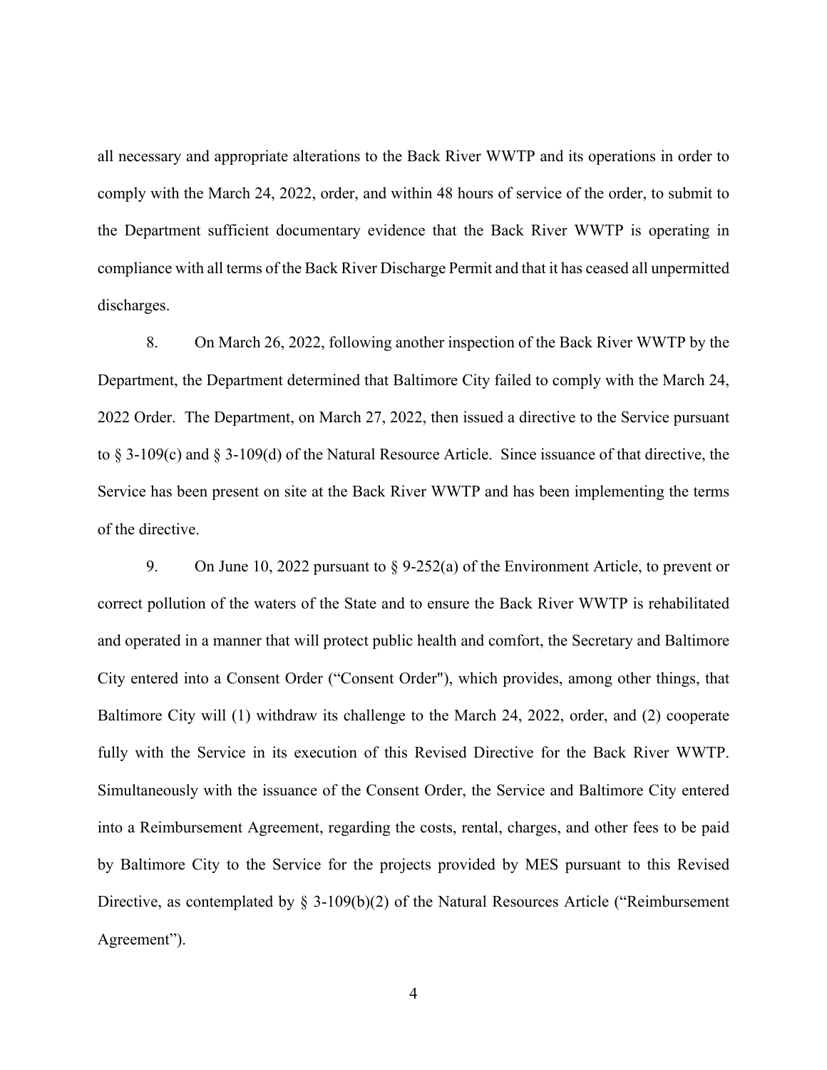all necessary and appropriate alterations to the Back River WWTP and its operations in order to comply with the March 24, 2022, order, and within 48 hours of service of the order, to submit to the Department sufficient documentary evidence that the Back River WWTP is operating in compliance with all terms of the Back River Discharge Permit and that it has ceased all unpermitted discharges.

8. On March 26, 2022, following another inspection of the Back River WWTP by the Department, the Department determined that Baltimore City failed to comply with the March 24, 2022 Order. The Department, on March 27, 2022, then issued a directive to the Service pursuant to § 3-109(c) and § 3-109(d) of the Natural Resource Article. Since issuance of that directive, the Service has been present on site at the Back River WWTP and has been implementing the terms of the directive.

9. On June 10, 2022 pursuant to § 9-252(a) of the Environment Article, to prevent or correct pollution of the waters of the State and to ensure the Back River WWTP is rehabilitated and operated in a manner that will protect public health and comfort, the Secretary and Baltimore City entered into a Consent Order ("Consent Order"), which provides, among other things, that Baltimore City will (1) withdraw its challenge to the March 24, 2022, order, and (2) cooperate fully with the Service in its execution of this Revised Directive for the Back River WWTP. Simultaneously with the issuance of the Consent Order, the Service and Baltimore City entered into a Reimbursement Agreement, regarding the costs, rental, charges, and other fees to be paid by Baltimore City to the Service for the projects provided by MES pursuant to this Revised Directive, as contemplated by § 3-109(b)(2) of the Natural Resources Article ("Reimbursement Agreement").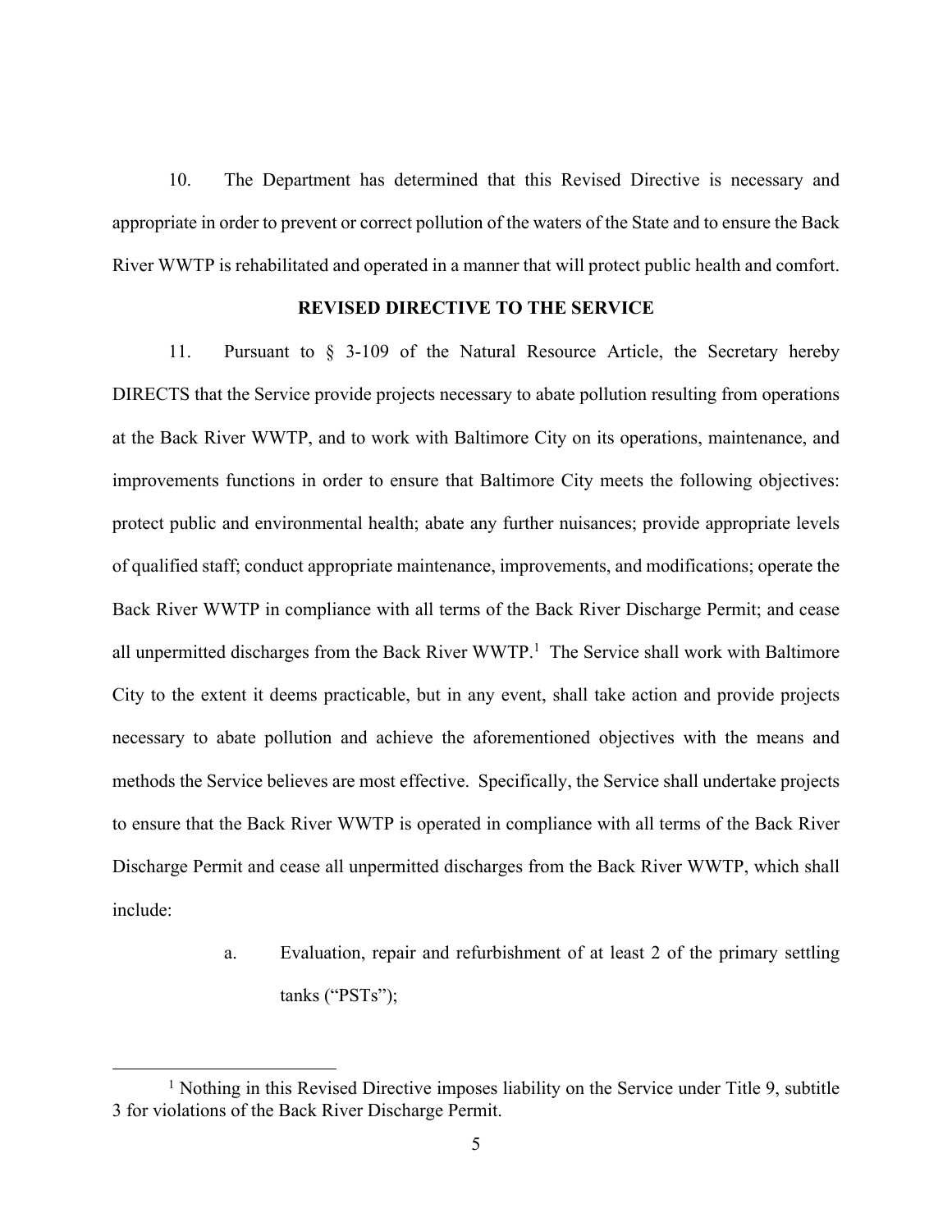10. The Department has determined that this Revised Directive is necessary and appropriate in order to prevent or correct pollution of the waters of the State and to ensure the Back River WWTP is rehabilitated and operated in a manner that will protect public health and comfort.

**REVISED DIRECTIVE TO THE SERVICE**

11. Pursuant to § 3-109 of the Natural Resource Article, the Secretary hereby DIRECTS that the Service provide projects necessary to abate pollution resulting from operations at the Back River WWTP, and to work with Baltimore City on its operations, maintenance, and improvements functions in order to ensure that Baltimore City meets the following objectives: protect public and environmental health; abate any further nuisances; provide appropriate levels of qualified staff; conduct appropriate maintenance, improvements, and modifications; operate the Back River WWTP in compliance with all terms of the Back River Discharge Permit; and cease all unpermitted discharges from the Back River WWTP.[1] The Service shall work with Baltimore City to the extent it deems practicable, but in any event, shall take action and provide projects necessary to abate pollution and achieve the aforementioned objectives with the means and methods the Service believes are most effective. Specifically, the Service shall undertake projects to ensure that the Back River WWTP is operated in compliance with all terms of the Back River Discharge Permit and cease all unpermitted discharges from the Back River WWTP, which shall include:

a. Evaluation, repair and refurbishment of at least 2 of the primary settling tanks ("PSTs");

[1] Nothing in this Revised Directive imposes liability on the Service under Title 9, subtitle 3 for violations of the Back River Discharge Permit.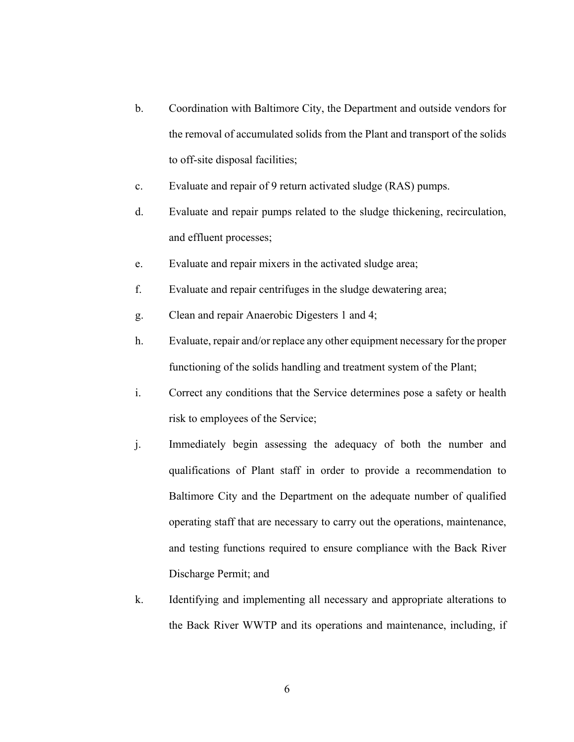b. Coordination with Baltimore City, the Department and outside vendors for the removal of accumulated solids from the Plant and transport of the solids to off-site disposal facilities;

c. Evaluate and repair of 9 return activated sludge (RAS) pumps.

d. Evaluate and repair pumps related to the sludge thickening, recirculation, and effluent processes;

e. Evaluate and repair mixers in the activated sludge area;

f. Evaluate and repair centrifuges in the sludge dewatering area;

g. Clean and repair Anaerobic Digesters 1 and 4;

h. Evaluate, repair and/or replace any other equipment necessary for the proper functioning of the solids handling and treatment system of the Plant;

i. Correct any conditions that the Service determines pose a safety or health risk to employees of the Service;

j. Immediately begin assessing the adequacy of both the number and qualifications of Plant staff in order to provide a recommendation to Baltimore City and the Department on the adequate number of qualified operating staff that are necessary to carry out the operations, maintenance, and testing functions required to ensure compliance with the Back River Discharge Permit; and

k. Identifying and implementing all necessary and appropriate alterations to the Back River WWTP and its operations and maintenance, including, if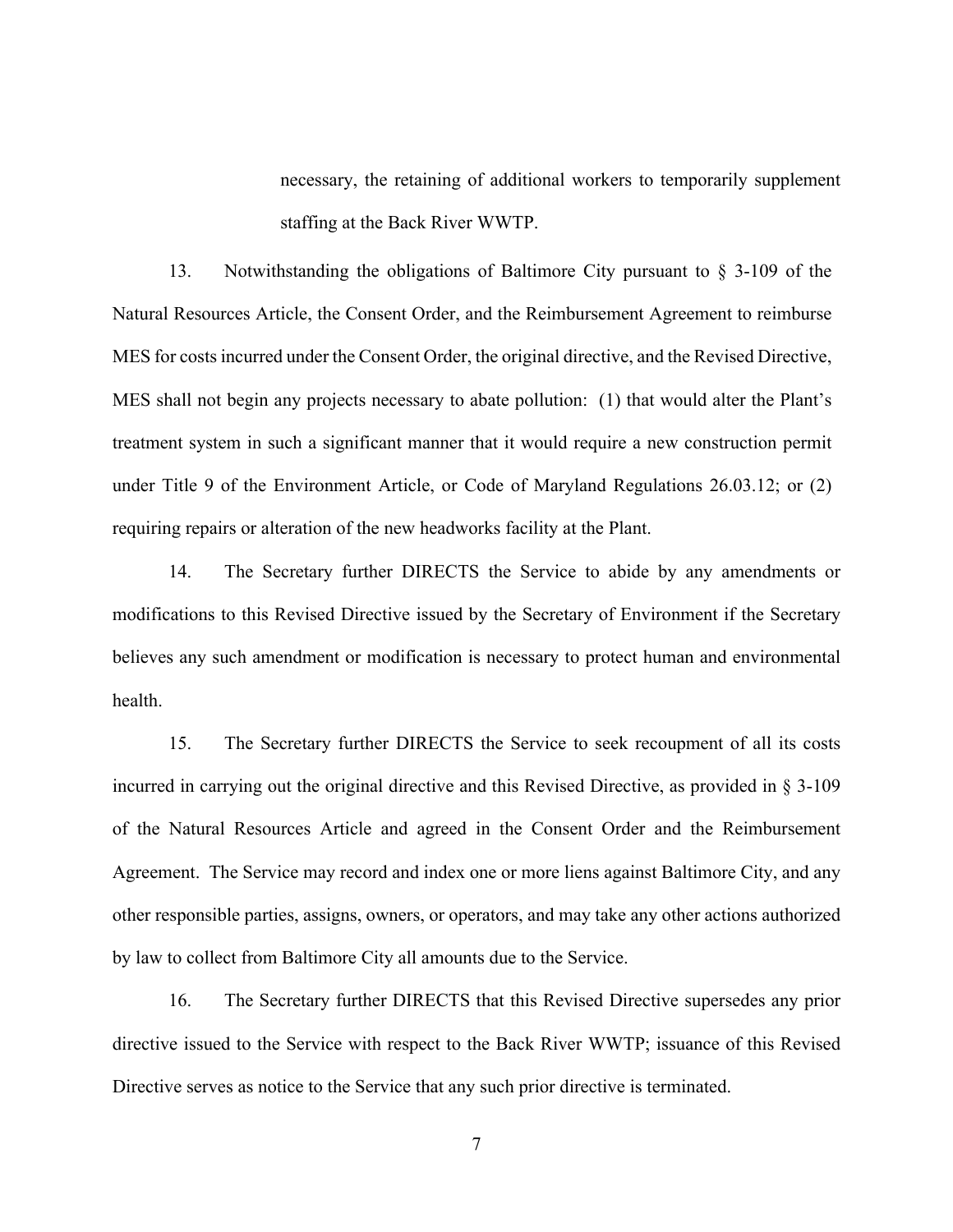necessary, the retaining of additional workers to temporarily supplement staffing at the Back River WWTP.

13. Notwithstanding the obligations of Baltimore City pursuant to § 3-109 of the Natural Resources Article, the Consent Order, and the Reimbursement Agreement to reimburse MES for costs incurred under the Consent Order, the original directive, and the Revised Directive, MES shall not begin any projects necessary to abate pollution: (1) that would alter the Plant's treatment system in such a significant manner that it would require a new construction permit under Title 9 of the Environment Article, or Code of Maryland Regulations 26.03.12; or (2) requiring repairs or alteration of the new headworks facility at the Plant.

14. The Secretary further DIRECTS the Service to abide by any amendments or modifications to this Revised Directive issued by the Secretary of Environment if the Secretary believes any such amendment or modification is necessary to protect human and environmental health.

15. The Secretary further DIRECTS the Service to seek recoupment of all its costs incurred in carrying out the original directive and this Revised Directive, as provided in § 3-109 of the Natural Resources Article and agreed in the Consent Order and the Reimbursement Agreement. The Service may record and index one or more liens against Baltimore City, and any other responsible parties, assigns, owners, or operators, and may take any other actions authorized by law to collect from Baltimore City all amounts due to the Service.

16. The Secretary further DIRECTS that this Revised Directive supersedes any prior directive issued to the Service with respect to the Back River WWTP; issuance of this Revised Directive serves as notice to the Service that any such prior directive is terminated.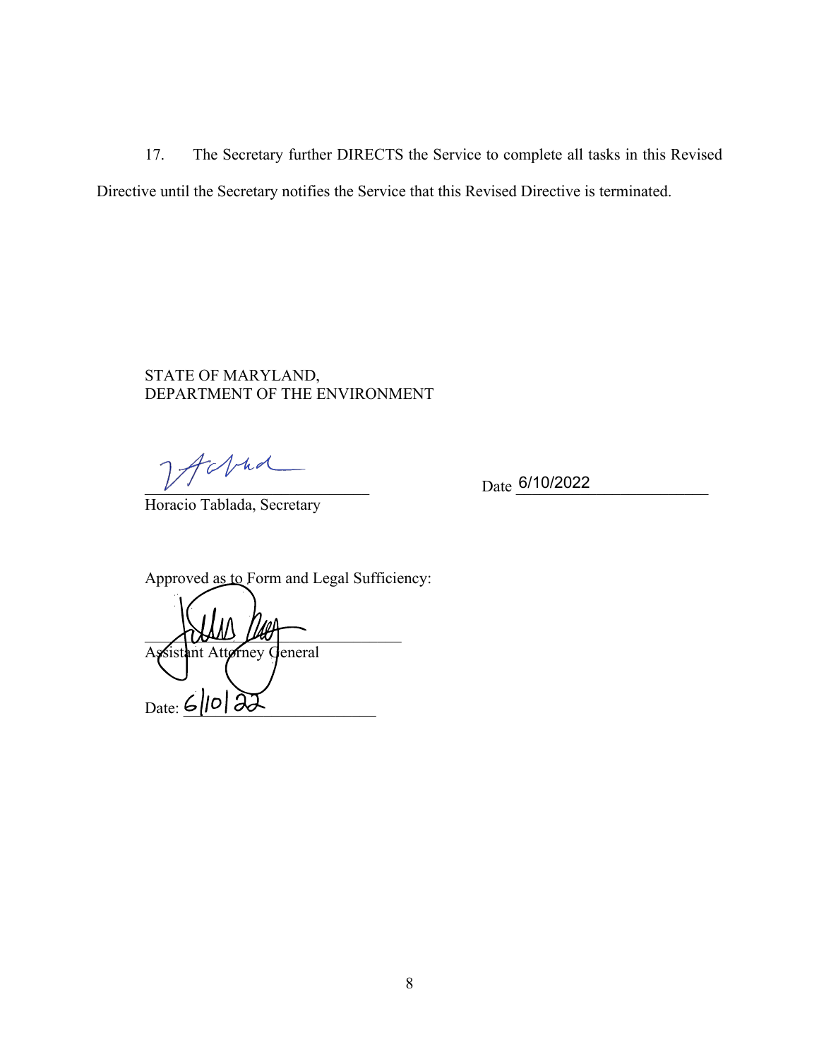17. The Secretary further DIRECTS the Service to complete all tasks in this Revised Directive until the Secretary notifies the Service that this Revised Directive is terminated.

STATE OF MARYLAND,
DEPARTMENT OF THE ENVIRONMENT

\_\_\_\_\_\_\_\_\_\_\_\_\_\_\_\_\_\_\_\_\_\_\_\_\_\_\_\_ Date 6/10/2022
Horacio Tablada, Secretary

Approved as to Form and Legal Sufficiency:

\_\_\_\_\_\_\_\_\_\_\_\_\_\_\_\_\_\_\_\_\_\_\_\_\_\_\_\_
Assistant Attorney General

Date: 6/10/22